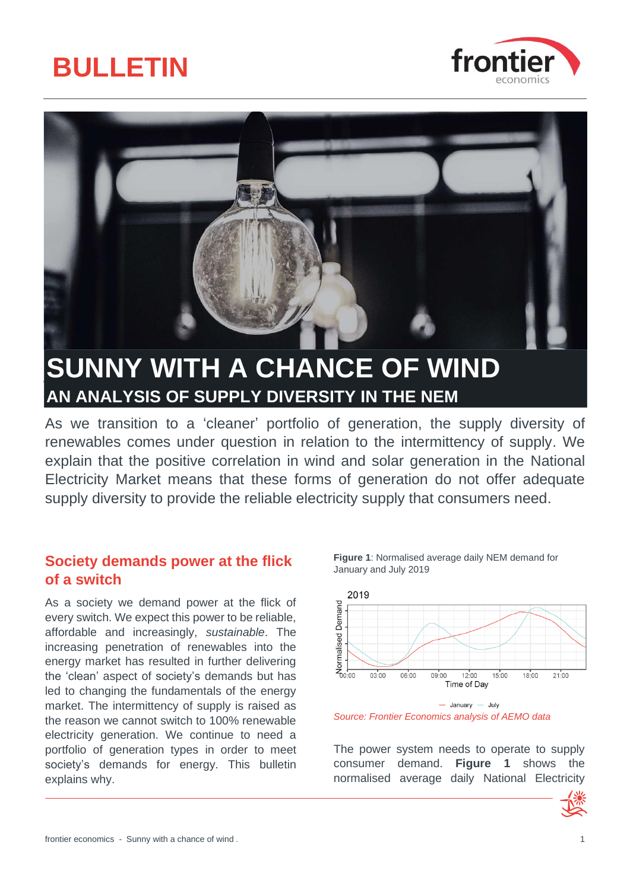# BULLETIN

# SUNNY WITH A CHANCE OF WIND

## AN ANALYSIS OF SUPPLY DIVERSITY IN THE NEM

As we transition to a 'cleaner' portfolio of generation, the supply diversity of renewables comes under question in relation to the intermittency of supply. We explain that the positive correlation in wind and solar generation in the National Electricity Market means that these forms of generation do not offer adequate supply diversity to provide the reliable electricity supply that consumers need.

## Society demands power at the flick of a switch

As a society we demand power at the flick of every switch. We expect this power to be reliable, affordable and increasingly, *sustainable*. The increasing penetration of renewables into the energy market has resulted in further delivering the 'clean' aspect of society's demands but has led to changing the fundamentals of the energy market. The intermittency of supply is raised as the reason we cannot switch to 100% renewable electricity generation. We continue to need a portfolio of generation types in order to meet society's demands for energy. This bulletin explains why.

**Figure 1**: Normalised average daily NEM demand for January and July 2019

*Source: Frontier Economics analysis of AEMO data*

The power system needs to operate to supply consumer demand. **Figure 1** shows the normalised average daily National Electricity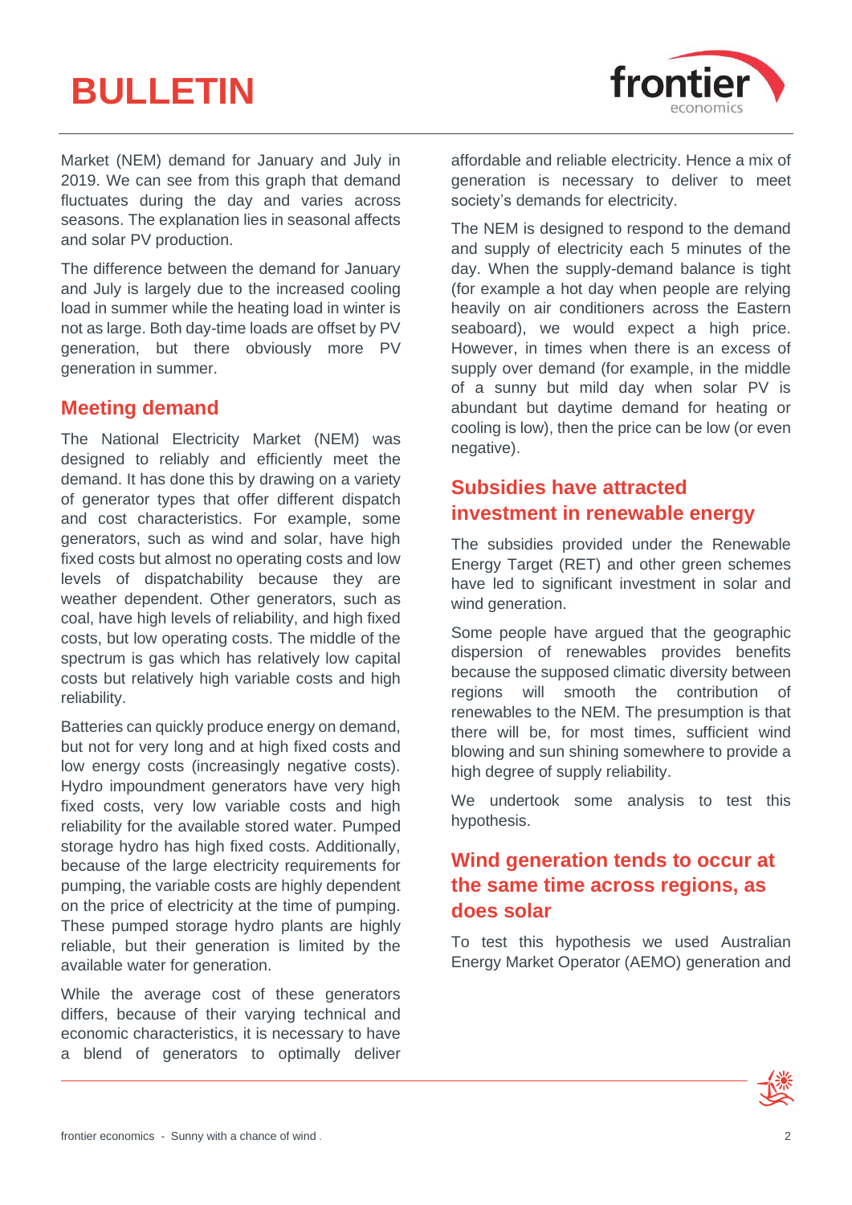Market (NEM) demand for January and July in 2019. We can see from this graph that demand fluctuates during the day and varies across seasons. The explanation lies in seasonal affects and solar PV production.

The difference between the demand for January and July is largely due to the increased cooling load in summer while the heating load in winter is not as large. Both day-time loads are offset by PV generation, but there obviously more PV generation in summer.

## Meeting demand

The National Electricity Market (NEM) was designed to reliably and efficiently meet the demand. It has done this by drawing on a variety of generator types that offer different dispatch and cost characteristics. For example, some generators, such as wind and solar, have high fixed costs but almost no operating costs and low levels of dispatchability because they are weather dependent. Other generators, such as coal, have high levels of reliability, and high fixed costs, but low operating costs. The middle of the spectrum is gas which has relatively low capital costs but relatively high variable costs and high reliability.

Batteries can quickly produce energy on demand, but not for very long and at high fixed costs and low energy costs (increasingly negative costs). Hydro impoundment generators have very high fixed costs, very low variable costs and high reliability for the available stored water. Pumped storage hydro has high fixed costs. Additionally, because of the large electricity requirements for pumping, the variable costs are highly dependent on the price of electricity at the time of pumping. These pumped storage hydro plants are highly reliable, but their generation is limited by the available water for generation.

While the average cost of these generators differs, because of their varying technical and economic characteristics, it is necessary to have a blend of generators to optimally deliver affordable and reliable electricity. Hence a mix of generation is necessary to deliver to meet society's demands for electricity.

The NEM is designed to respond to the demand and supply of electricity each 5 minutes of the day. When the supply-demand balance is tight (for example a hot day when people are relying heavily on air conditioners across the Eastern seaboard), we would expect a high price. However, in times when there is an excess of supply over demand (for example, in the middle of a sunny but mild day when solar PV is abundant but daytime demand for heating or cooling is low), then the price can be low (or even negative).

## Subsidies have attracted investment in renewable energy

The subsidies provided under the Renewable Energy Target (RET) and other green schemes have led to significant investment in solar and wind generation.

Some people have argued that the geographic dispersion of renewables provides benefits because the supposed climatic diversity between regions will smooth the contribution of renewables to the NEM. The presumption is that there will be, for most times, sufficient wind blowing and sun shining somewhere to provide a high degree of supply reliability.

We undertook some analysis to test this hypothesis.

## Wind generation tends to occur at the same time across regions, as does solar

To test this hypothesis we used Australian Energy Market Operator (AEMO) generation and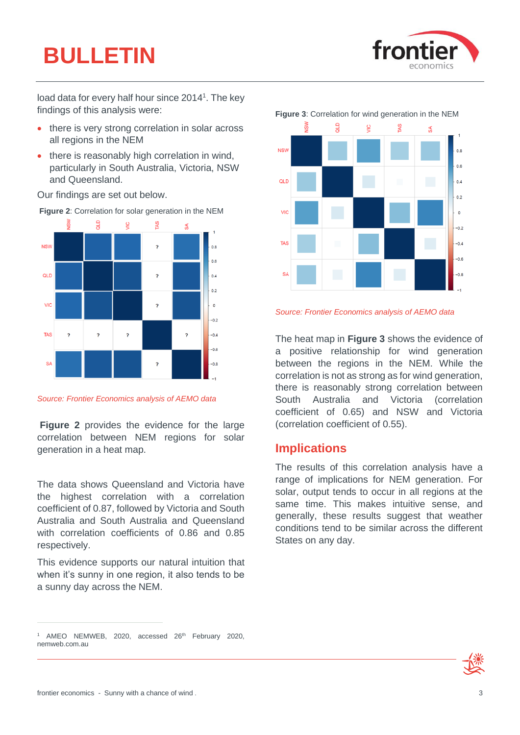load data for every half hour since 2014[1]. The key findings of this analysis were:

- there is very strong correlation in solar across all regions in the NEM
- there is reasonably high correlation in wind, particularly in South Australia, Victoria, NSW and Queensland.

Our findings are set out below.

**Figure 2**: Correlation for solar generation in the NEM

*Source: Frontier Economics analysis of AEMO data*

**Figure 2** provides the evidence for the large correlation between NEM regions for solar generation in a heat map.

The data shows Queensland and Victoria have the highest correlation with a correlation coefficient of 0.87, followed by Victoria and South Australia and South Australia and Queensland with correlation coefficients of 0.86 and 0.85 respectively.

This evidence supports our natural intuition that when it's sunny in one region, it also tends to be a sunny day across the NEM.

**Figure 3**: Correlation for wind generation in the NEM

*Source: Frontier Economics analysis of AEMO data*

The heat map in **Figure 3** shows the evidence of a positive relationship for wind generation between the regions in the NEM. While the correlation is not as strong as for wind generation, there is reasonably strong correlation between South Australia and Victoria (correlation coefficient of 0.65) and NSW and Victoria (correlation coefficient of 0.55).

## Implications

The results of this correlation analysis have a range of implications for NEM generation. For solar, output tends to occur in all regions at the same time. This makes intuitive sense, and generally, these results suggest that weather conditions tend to be similar across the different States on any day.

---

[1] AMEO NEMWEB, 2020, accessed 26th February 2020, nemweb.com.au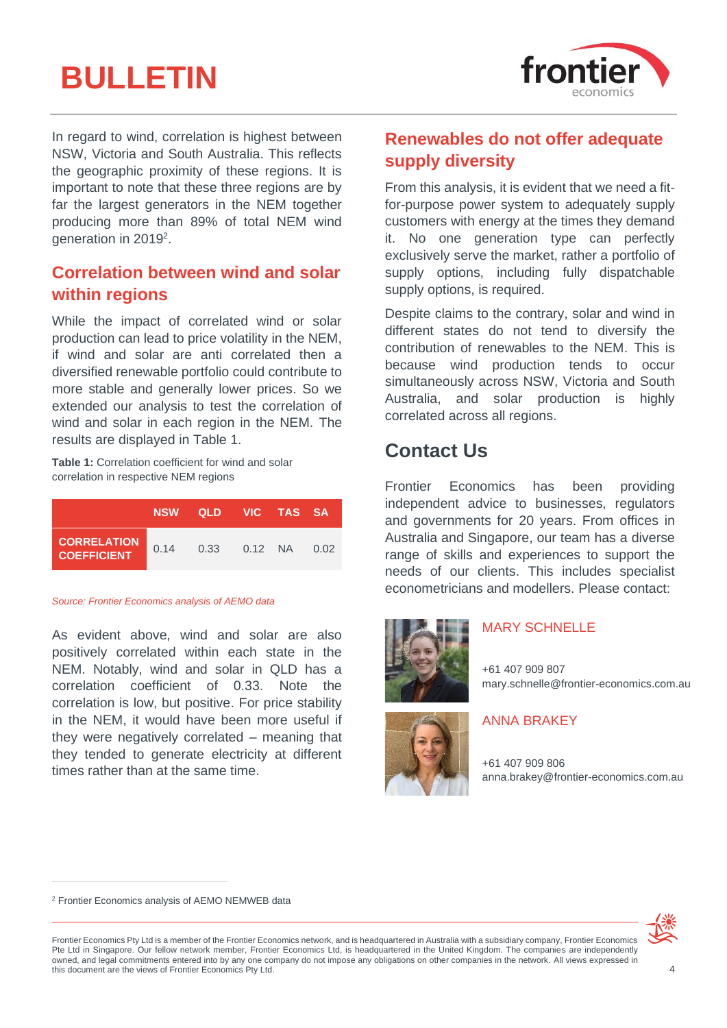In regard to wind, correlation is highest between NSW, Victoria and South Australia. This reflects the geographic proximity of these regions. It is important to note that these three regions are by far the largest generators in the NEM together producing more than 89% of total NEM wind generation in 2019[2].

## Correlation between wind and solar within regions

While the impact of correlated wind or solar production can lead to price volatility in the NEM, if wind and solar are anti correlated then a diversified renewable portfolio could contribute to more stable and generally lower prices. So we extended our analysis to test the correlation of wind and solar in each region in the NEM. The results are displayed in Table 1.

**Table 1:** Correlation coefficient for wind and solar correlation in respective NEM regions

| | NSW | QLD | VIC | TAS | SA |
|---|---|---|---|---|---|
| **CORRELATION COEFFICIENT** | 0.14 | 0.33 | 0.12 | NA | 0.02 |

*Source: Frontier Economics analysis of AEMO data*

As evident above, wind and solar are also positively correlated within each state in the NEM. Notably, wind and solar in QLD has a correlation coefficient of 0.33. Note the correlation is low, but positive. For price stability in the NEM, it would have been more useful if they were negatively correlated – meaning that they tended to generate electricity at different times rather than at the same time.

## Renewables do not offer adequate supply diversity

From this analysis, it is evident that we need a fit-for-purpose power system to adequately supply customers with energy at the times they demand it. No one generation type can perfectly exclusively serve the market, rather a portfolio of supply options, including fully dispatchable supply options, is required.

Despite claims to the contrary, solar and wind in different states do not tend to diversify the contribution of renewables to the NEM. This is because wind production tends to occur simultaneously across NSW, Victoria and South Australia, and solar production is highly correlated across all regions.

## Contact Us

Frontier Economics has been providing independent advice to businesses, regulators and governments for 20 years. From offices in Australia and Singapore, our team has a diverse range of skills and experiences to support the needs of our clients. This includes specialist econometricians and modellers. Please contact:

MARY SCHNELLE

+61 407 909 807
mary.schnelle@frontier-economics.com.au

ANNA BRAKEY

+61 407 909 806
anna.brakey@frontier-economics.com.au

[2] Frontier Economics analysis of AEMO NEMWEB data

Frontier Economics Pty Ltd is a member of the Frontier Economics network, and is headquartered in Australia with a subsidiary company, Frontier Economics Pte Ltd in Singapore. Our fellow network member, Frontier Economics Ltd, is headquartered in the United Kingdom. The companies are independently owned, and legal commitments entered into by any one company do not impose any obligations on other companies in the network. All views expressed in this document are the views of Frontier Economics Pty Ltd.